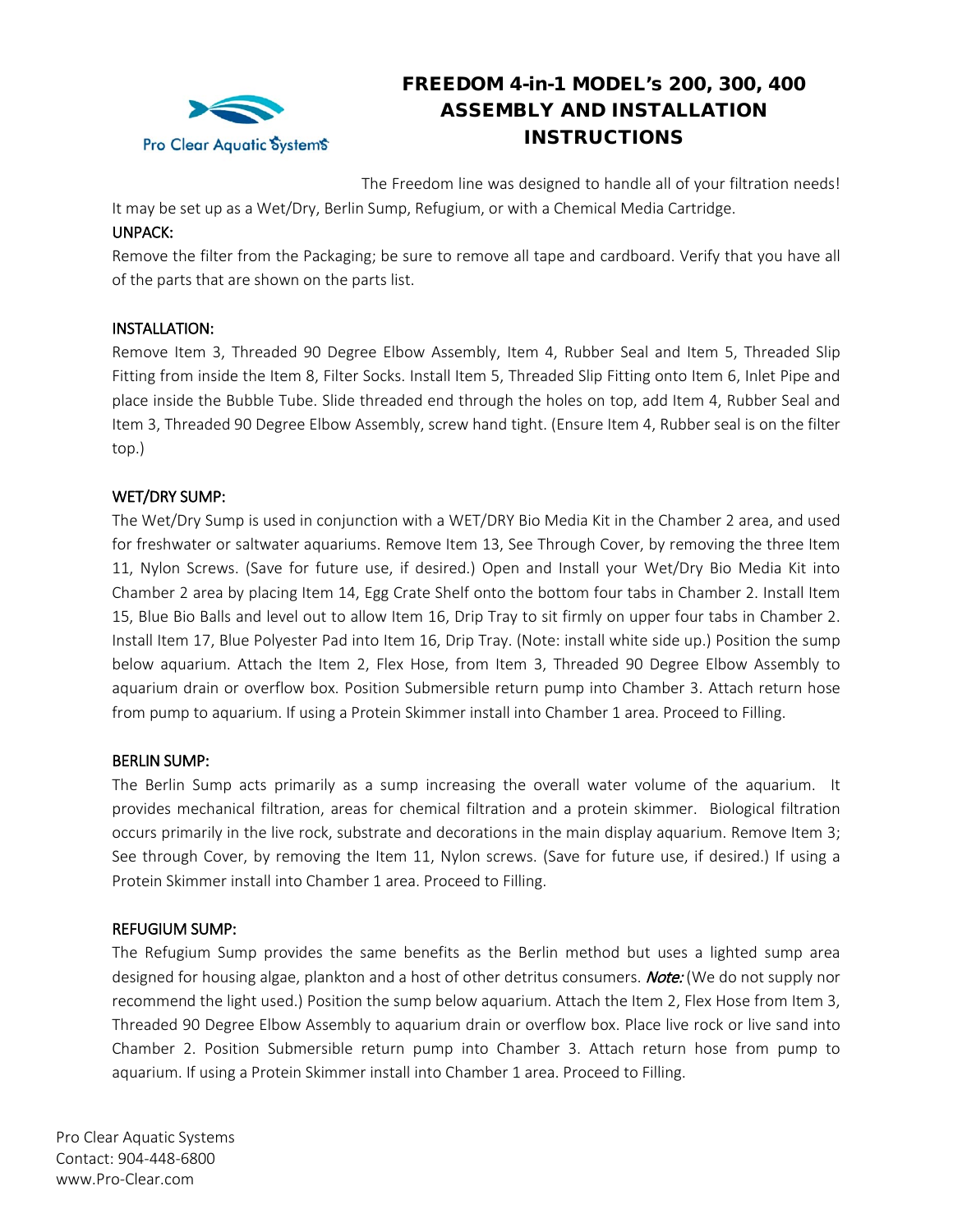Pro Clear Aquatic Systems

# FREEDOM 4-in-1 MODEL's 200, 300, 400 ASSEMBLY AND INSTALLATION INSTRUCTIONS

The Freedom line was designed to handle all of your filtration needs! It may be set up as a Wet/Dry, Berlin Sump, Refugium, or with a Chemical Media Cartridge.

## UNPACK:

Remove the filter from the Packaging; be sure to remove all tape and cardboard. Verify that you have all of the parts that are shown on the parts list.

## INSTALLATION:

Remove Item 3, Threaded 90 Degree Elbow Assembly, Item 4, Rubber Seal and Item 5, Threaded Slip Fitting from inside the Item 8, Filter Socks. Install Item 5, Threaded Slip Fitting onto Item 6, Inlet Pipe and place inside the Bubble Tube. Slide threaded end through the holes on top, add Item 4, Rubber Seal and Item 3, Threaded 90 Degree Elbow Assembly, screw hand tight. (Ensure Item 4, Rubber seal is on the filter top.)

## WET/DRY SUMP:

The Wet/Dry Sump is used in conjunction with a WET/DRY Bio Media Kit in the Chamber 2 area, and used for freshwater or saltwater aquariums. Remove Item 13, See Through Cover, by removing the three Item 11, Nylon Screws. (Save for future use, if desired.) Open and Install your Wet/Dry Bio Media Kit into Chamber 2 area by placing Item 14, Egg Crate Shelf onto the bottom four tabs in Chamber 2. Install Item 15, Blue Bio Balls and level out to allow Item 16, Drip Tray to sit firmly on upper four tabs in Chamber 2. Install Item 17, Blue Polyester Pad into Item 16, Drip Tray. (Note: install white side up.) Position the sump below aquarium. Attach the Item 2, Flex Hose, from Item 3, Threaded 90 Degree Elbow Assembly to aquarium drain or overflow box. Position Submersible return pump into Chamber 3. Attach return hose from pump to aquarium. If using a Protein Skimmer install into Chamber 1 area. Proceed to Filling.

## BERLIN SUMP:

The Berlin Sump acts primarily as a sump increasing the overall water volume of the aquarium. It provides mechanical filtration, areas for chemical filtration and a protein skimmer. Biological filtration occurs primarily in the live rock, substrate and decorations in the main display aquarium. Remove Item 3; See through Cover, by removing the Item 11, Nylon screws. (Save for future use, if desired.) If using a Protein Skimmer install into Chamber 1 area. Proceed to Filling.

## REFUGIUM SUMP:

The Refugium Sump provides the same benefits as the Berlin method but uses a lighted sump area designed for housing algae, plankton and a host of other detritus consumers. ***Note:*** (We do not supply nor recommend the light used.) Position the sump below aquarium. Attach the Item 2, Flex Hose from Item 3, Threaded 90 Degree Elbow Assembly to aquarium drain or overflow box. Place live rock or live sand into Chamber 2. Position Submersible return pump into Chamber 3. Attach return hose from pump to aquarium. If using a Protein Skimmer install into Chamber 1 area. Proceed to Filling.

Pro Clear Aquatic Systems
Contact: 904-448-6800
www.Pro-Clear.com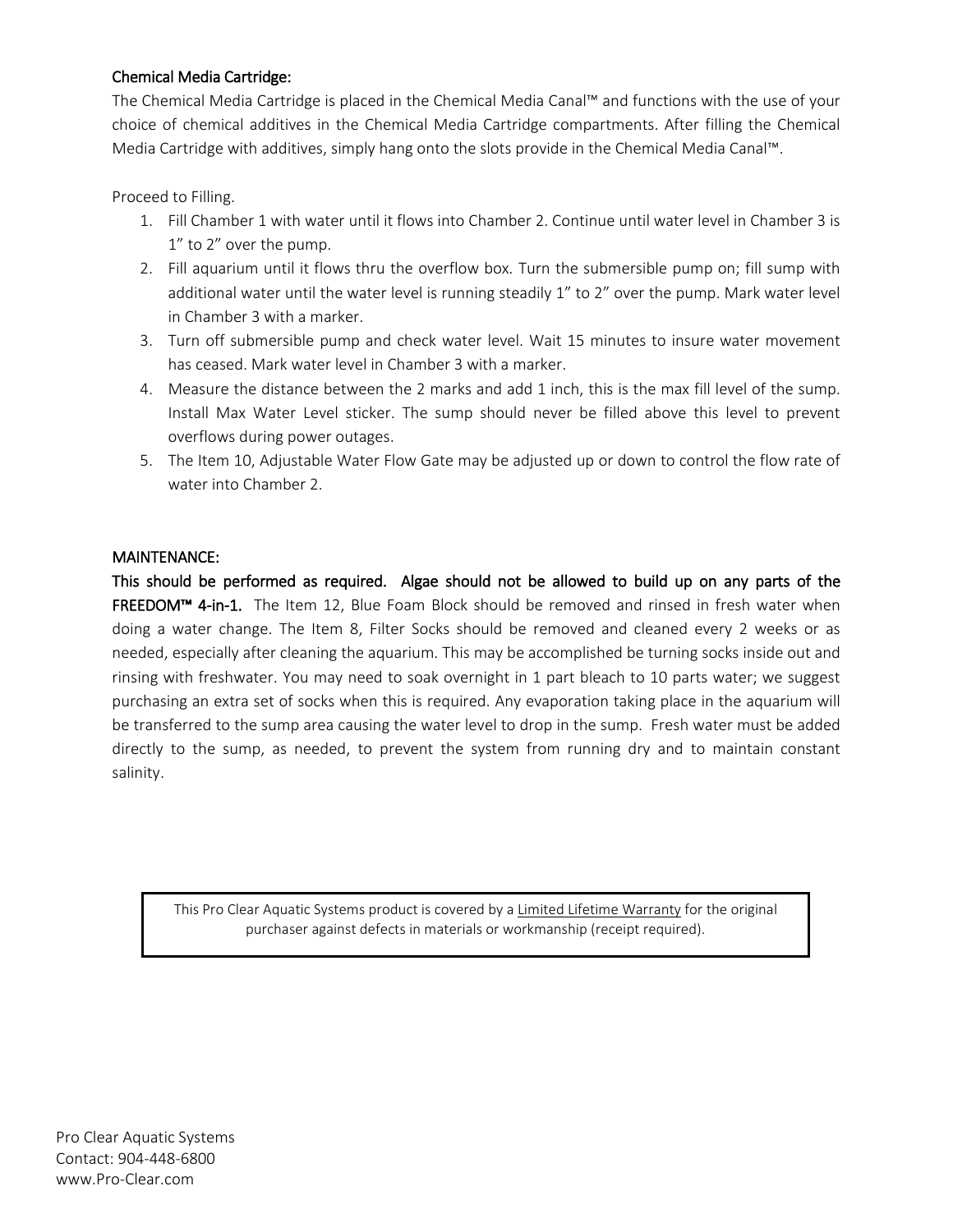### Chemical Media Cartridge:

The Chemical Media Cartridge is placed in the Chemical Media Canal™ and functions with the use of your choice of chemical additives in the Chemical Media Cartridge compartments. After filling the Chemical Media Cartridge with additives, simply hang onto the slots provide in the Chemical Media Canal™.

Proceed to Filling.

1. Fill Chamber 1 with water until it flows into Chamber 2. Continue until water level in Chamber 3 is 1" to 2" over the pump.
2. Fill aquarium until it flows thru the overflow box. Turn the submersible pump on; fill sump with additional water until the water level is running steadily 1" to 2" over the pump. Mark water level in Chamber 3 with a marker.
3. Turn off submersible pump and check water level. Wait 15 minutes to insure water movement has ceased. Mark water level in Chamber 3 with a marker.
4. Measure the distance between the 2 marks and add 1 inch, this is the max fill level of the sump. Install Max Water Level sticker. The sump should never be filled above this level to prevent overflows during power outages.
5. The Item 10, Adjustable Water Flow Gate may be adjusted up or down to control the flow rate of water into Chamber 2.

### MAINTENANCE:

**This should be performed as required. Algae should not be allowed to build up on any parts of the FREEDOM™ 4-in-1.** The Item 12, Blue Foam Block should be removed and rinsed in fresh water when doing a water change. The Item 8, Filter Socks should be removed and cleaned every 2 weeks or as needed, especially after cleaning the aquarium. This may be accomplished be turning socks inside out and rinsing with freshwater. You may need to soak overnight in 1 part bleach to 10 parts water; we suggest purchasing an extra set of socks when this is required. Any evaporation taking place in the aquarium will be transferred to the sump area causing the water level to drop in the sump. Fresh water must be added directly to the sump, as needed, to prevent the system from running dry and to maintain constant salinity.

This Pro Clear Aquatic Systems product is covered by a Limited Lifetime Warranty for the original purchaser against defects in materials or workmanship (receipt required).

Pro Clear Aquatic Systems
Contact: 904-448-6800
www.Pro-Clear.com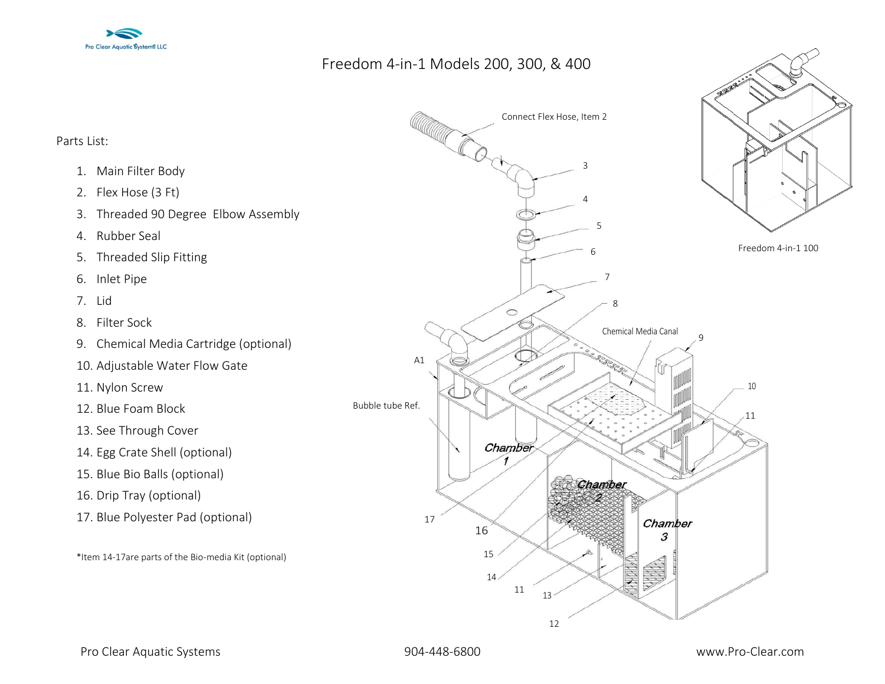# Freedom 4-in-1 Models 200, 300, & 400

Parts List:

1. Main Filter Body
2. Flex Hose (3 Ft)
3. Threaded 90 Degree Elbow Assembly
4. Rubber Seal
5. Threaded Slip Fitting
6. Inlet Pipe
7. Lid
8. Filter Sock
9. Chemical Media Cartridge (optional)
10. Adjustable Water Flow Gate
11. Nylon Screw
12. Blue Foam Block
13. See Through Cover
14. Egg Crate Shell (optional)
15. Blue Bio Balls (optional)
16. Drip Tray (optional)
17. Blue Polyester Pad (optional)

*Item 14-17are parts of the Bio-media Kit (optional)

Connect Flex Hose, Item 2

3

4

5

6

7

8

Chemical Media Canal

9

10

11

A1

Bubble tube Ref.

Chamber 1

Chamber 2

Chamber 3

17

16

15

14

11

13

12

Freedom 4-in-1 100

Pro Clear Aquatic Systems 904-448-6800 www.Pro-Clear.com